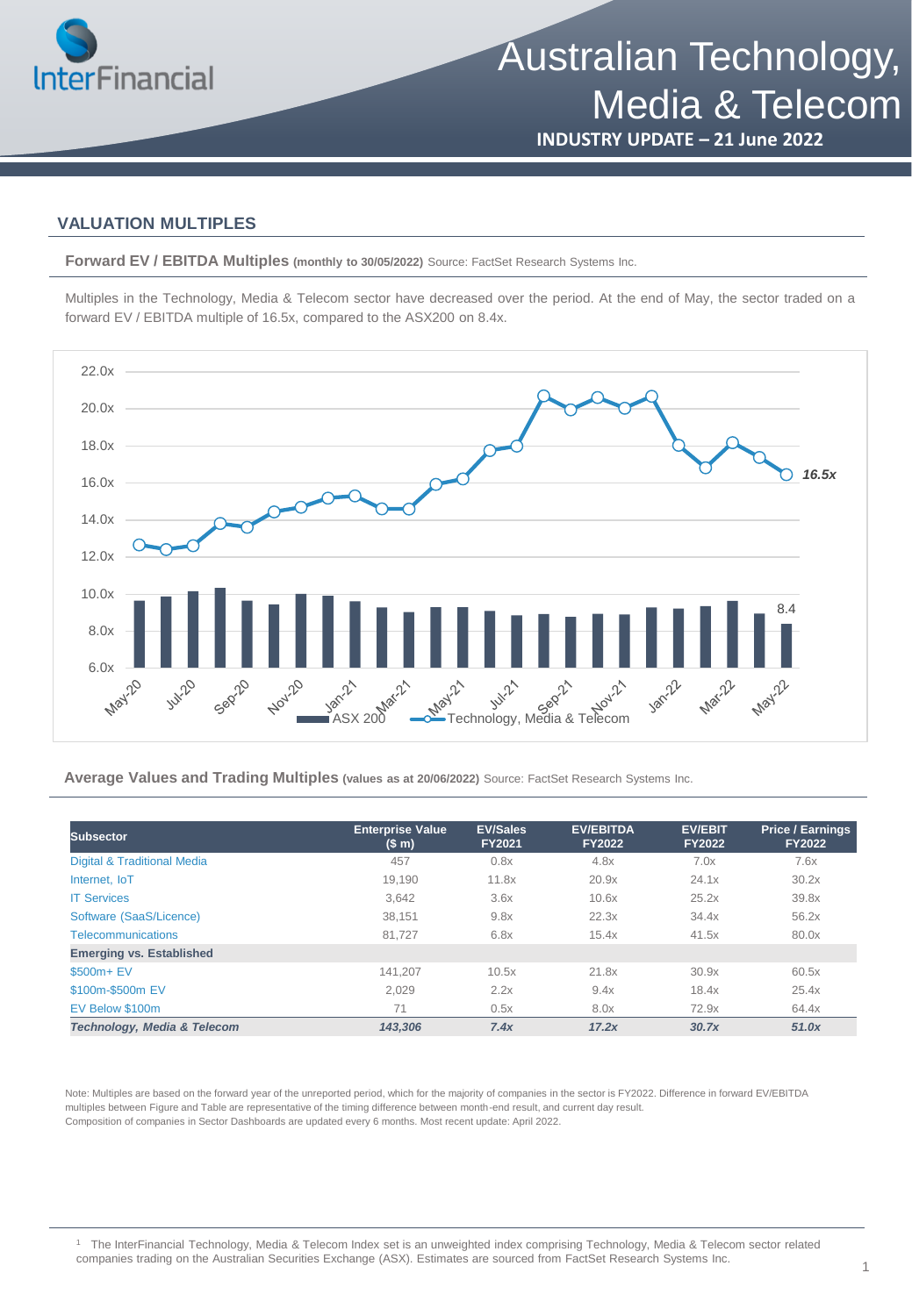# Australian Technology, Media & Telecom

**INDUSTRY UPDATE – 21 June 2022**

## VALUATION MULTIPLES

**Forward EV / EBITDA Multiples** **(monthly to 30/05/2022)** Source: FactSet Research Systems Inc.

Multiples in the Technology, Media & Telecom sector have decreased over the period. At the end of May, the sector traded on a forward EV / EBITDA multiple of 16.5x, compared to the ASX200 on 8.4x.

**Average Values and Trading Multiples** **(values as at 20/06/2022)** Source: FactSet Research Systems Inc.

| Subsector | Enterprise Value ($ m) | EV/Sales FY2021 | EV/EBITDA FY2022 | EV/EBIT FY2022 | Price / Earnings FY2022 |
|---|---|---|---|---|---|
| Digital & Traditional Media | 457 | 0.8x | 4.8x | 7.0x | 7.6x |
| Internet, IoT | 19,190 | 11.8x | 20.9x | 24.1x | 30.2x |
| IT Services | 3,642 | 3.6x | 10.6x | 25.2x | 39.8x |
| Software (SaaS/Licence) | 38,151 | 9.8x | 22.3x | 34.4x | 56.2x |
| Telecommunications | 81,727 | 6.8x | 15.4x | 41.5x | 80.0x |
| **Emerging vs. Established** | | | | | |
| $500m+ EV | 141,207 | 10.5x | 21.8x | 30.9x | 60.5x |
| $100m-$500m EV | 2,029 | 2.2x | 9.4x | 18.4x | 25.4x |
| EV Below $100m | 71 | 0.5x | 8.0x | 72.9x | 64.4x |
| ***Technology, Media & Telecom*** | ***143,306*** | ***7.4x*** | ***17.2x*** | ***30.7x*** | ***51.0x*** |

Note: Multiples are based on the forward year of the unreported period, which for the majority of companies in the sector is FY2022. Difference in forward EV/EBITDA multiples between Figure and Table are representative of the timing difference between month-end result, and current day result.
Composition of companies in Sector Dashboards are updated every 6 months. Most recent update: April 2022.

[1] The InterFinancial Technology, Media & Telecom Index set is an unweighted index comprising Technology, Media & Telecom sector related companies trading on the Australian Securities Exchange (ASX). Estimates are sourced from FactSet Research Systems Inc.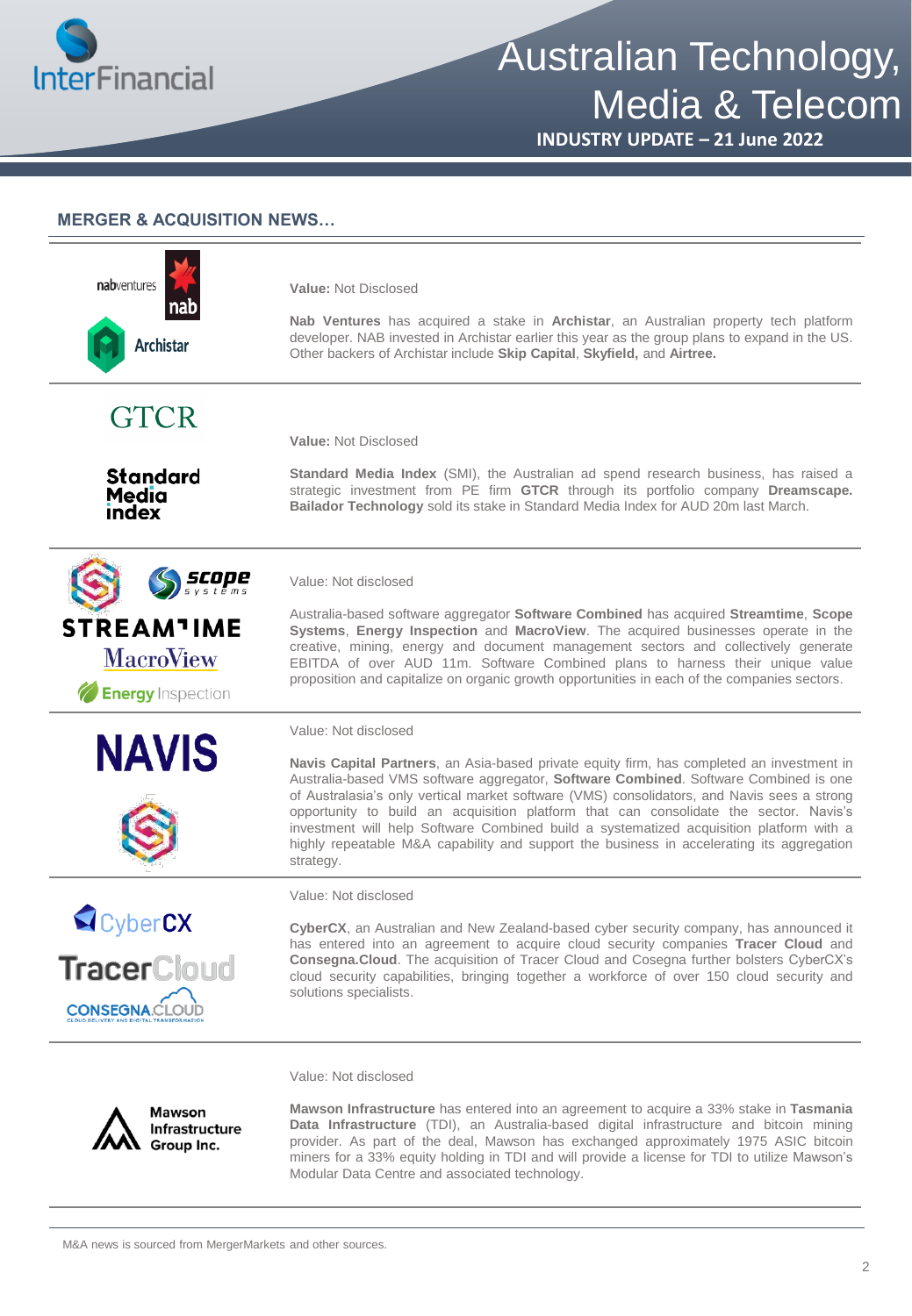## MERGER & ACQUISITION NEWS…

**Value:** Not Disclosed

**Nab Ventures** has acquired a stake in **Archistar**, an Australian property tech platform developer. NAB invested in Archistar earlier this year as the group plans to expand in the US. Other backers of Archistar include **Skip Capital**, **Skyfield,** and **Airtree.**

---

**Value:** Not Disclosed

**Standard Media Index** (SMI), the Australian ad spend research business, has raised a strategic investment from PE firm **GTCR** through its portfolio company **Dreamscape. Bailador Technology** sold its stake in Standard Media Index for AUD 20m last March.

---

Value: Not disclosed

Australia-based software aggregator **Software Combined** has acquired **Streamtime**, **Scope Systems**, **Energy Inspection** and **MacroView**. The acquired businesses operate in the creative, mining, energy and document management sectors and collectively generate EBITDA of over AUD 11m. Software Combined plans to harness their unique value proposition and capitalize on organic growth opportunities in each of the companies sectors.

---

Value: Not disclosed

**Navis Capital Partners**, an Asia-based private equity firm, has completed an investment in Australia-based VMS software aggregator, **Software Combined**. Software Combined is one of Australasia's only vertical market software (VMS) consolidators, and Navis sees a strong opportunity to build an acquisition platform that can consolidate the sector. Navis's investment will help Software Combined build a systematized acquisition platform with a highly repeatable M&A capability and support the business in accelerating its aggregation strategy.

---

Value: Not disclosed

**CyberCX**, an Australian and New Zealand-based cyber security company, has announced it has entered into an agreement to acquire cloud security companies **Tracer Cloud** and **Consegna.Cloud**. The acquisition of Tracer Cloud and Cosegna further bolsters CyberCX's cloud security capabilities, bringing together a workforce of over 150 cloud security and solutions specialists.

---

Value: Not disclosed

**Mawson Infrastructure** has entered into an agreement to acquire a 33% stake in **Tasmania Data Infrastructure** (TDI), an Australia-based digital infrastructure and bitcoin mining provider. As part of the deal, Mawson has exchanged approximately 1975 ASIC bitcoin miners for a 33% equity holding in TDI and will provide a license for TDI to utilize Mawson's Modular Data Centre and associated technology.

---

M&A news is sourced from MergerMarkets and other sources.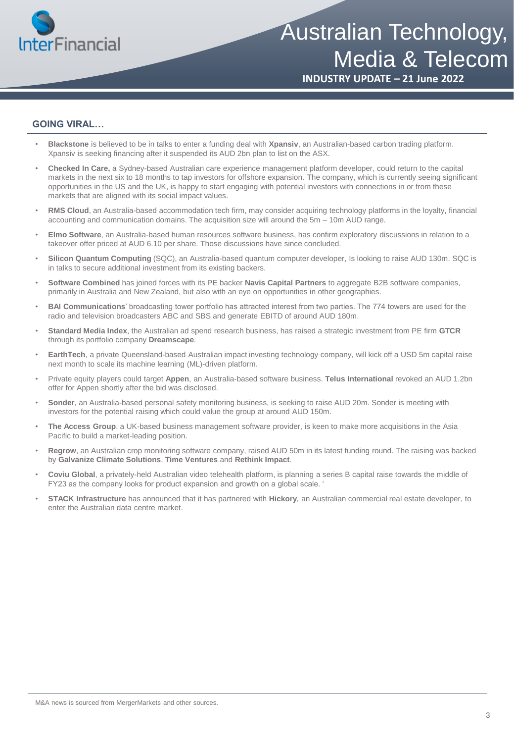## GOING VIRAL…

- **Blackstone** is believed to be in talks to enter a funding deal with **Xpansiv**, an Australian-based carbon trading platform. Xpansiv is seeking financing after it suspended its AUD 2bn plan to list on the ASX.
- **Checked In Care,** a Sydney-based Australian care experience management platform developer, could return to the capital markets in the next six to 18 months to tap investors for offshore expansion. The company, which is currently seeing significant opportunities in the US and the UK, is happy to start engaging with potential investors with connections in or from these markets that are aligned with its social impact values.
- **RMS Cloud**, an Australia-based accommodation tech firm, may consider acquiring technology platforms in the loyalty, financial accounting and communication domains. The acquisition size will around the 5m – 10m AUD range.
- **Elmo Software**, an Australia-based human resources software business, has confirm exploratory discussions in relation to a takeover offer priced at AUD 6.10 per share. Those discussions have since concluded.
- **Silicon Quantum Computing** (SQC), an Australia-based quantum computer developer, Is looking to raise AUD 130m. SQC is in talks to secure additional investment from its existing backers.
- **Software Combined** has joined forces with its PE backer **Navis Capital Partners** to aggregate B2B software companies, primarily in Australia and New Zealand, but also with an eye on opportunities in other geographies.
- **BAI Communications**' broadcasting tower portfolio has attracted interest from two parties. The 774 towers are used for the radio and television broadcasters ABC and SBS and generate EBITD of around AUD 180m.
- **Standard Media Index**, the Australian ad spend research business, has raised a strategic investment from PE firm **GTCR** through its portfolio company **Dreamscape**.
- **EarthTech**, a private Queensland-based Australian impact investing technology company, will kick off a USD 5m capital raise next month to scale its machine learning (ML)-driven platform.
- Private equity players could target **Appen**, an Australia-based software business. **Telus International** revoked an AUD 1.2bn offer for Appen shortly after the bid was disclosed.
- **Sonder**, an Australia-based personal safety monitoring business, is seeking to raise AUD 20m. Sonder is meeting with investors for the potential raising which could value the group at around AUD 150m.
- **The Access Group**, a UK-based business management software provider, is keen to make more acquisitions in the Asia Pacific to build a market-leading position.
- **Regrow**, an Australian crop monitoring software company, raised AUD 50m in its latest funding round. The raising was backed by **Galvanize Climate Solutions**, **Time Ventures** and **Rethink Impact**.
- **Coviu Global**, a privately-held Australian video telehealth platform, is planning a series B capital raise towards the middle of FY23 as the company looks for product expansion and growth on a global scale. '
- **STACK Infrastructure** has announced that it has partnered with **Hickory**, an Australian commercial real estate developer, to enter the Australian data centre market.

M&A news is sourced from MergerMarkets and other sources.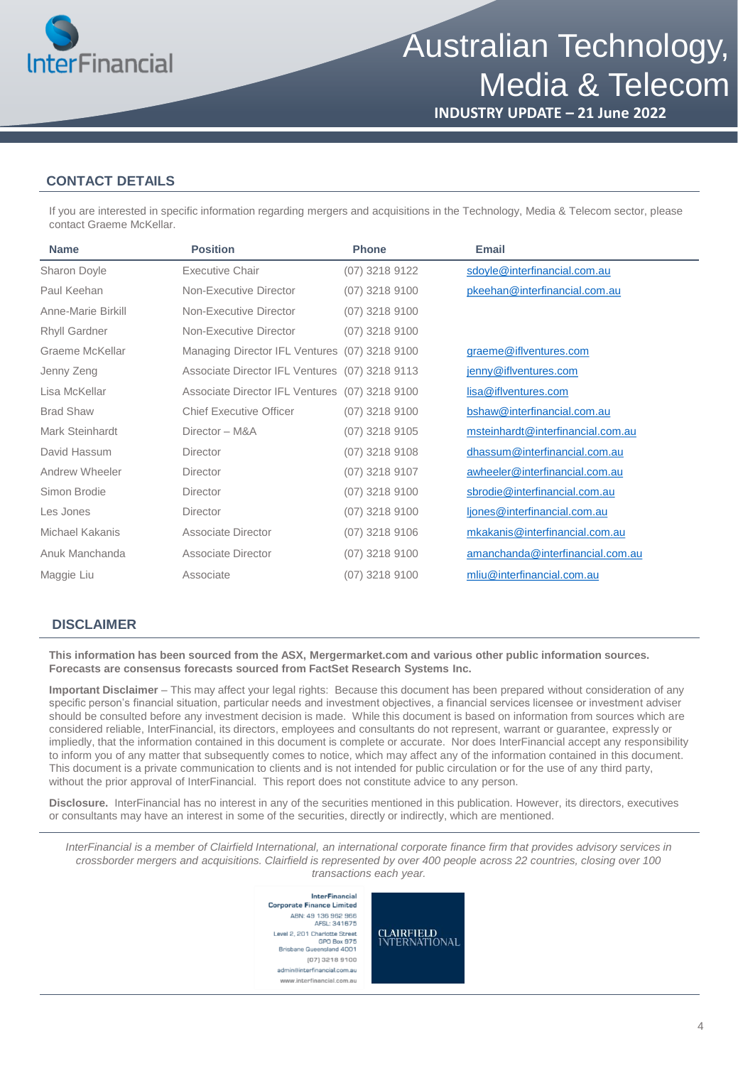# Australian Technology, Media & Telecom

**INDUSTRY UPDATE – 21 June 2022**

## CONTACT DETAILS

If you are interested in specific information regarding mergers and acquisitions in the Technology, Media & Telecom sector, please contact Graeme McKellar.

| Name | Position | Phone | Email |
|---|---|---|---|
| Sharon Doyle | Executive Chair | (07) 3218 9122 | sdoyle@interfinancial.com.au |
| Paul Keehan | Non-Executive Director | (07) 3218 9100 | pkeehan@interfinancial.com.au |
| Anne-Marie Birkill | Non-Executive Director | (07) 3218 9100 | |
| Rhyll Gardner | Non-Executive Director | (07) 3218 9100 | |
| Graeme McKellar | Managing Director IFL Ventures | (07) 3218 9100 | graeme@iflventures.com |
| Jenny Zeng | Associate Director IFL Ventures | (07) 3218 9113 | jenny@iflventures.com |
| Lisa McKellar | Associate Director IFL Ventures | (07) 3218 9100 | lisa@iflventures.com |
| Brad Shaw | Chief Executive Officer | (07) 3218 9100 | bshaw@interfinancial.com.au |
| Mark Steinhardt | Director – M&A | (07) 3218 9105 | msteinhardt@interfinancial.com.au |
| David Hassum | Director | (07) 3218 9108 | dhassum@interfinancial.com.au |
| Andrew Wheeler | Director | (07) 3218 9107 | awheeler@interfinancial.com.au |
| Simon Brodie | Director | (07) 3218 9100 | sbrodie@interfinancial.com.au |
| Les Jones | Director | (07) 3218 9100 | ljones@interfinancial.com.au |
| Michael Kakanis | Associate Director | (07) 3218 9106 | mkakanis@interfinancial.com.au |
| Anuk Manchanda | Associate Director | (07) 3218 9100 | amanchanda@interfinancial.com.au |
| Maggie Liu | Associate | (07) 3218 9100 | mliu@interfinancial.com.au |

## DISCLAIMER

**This information has been sourced from the ASX, Mergermarket.com and various other public information sources. Forecasts are consensus forecasts sourced from FactSet Research Systems Inc.**

**Important Disclaimer** – This may affect your legal rights: Because this document has been prepared without consideration of any specific person's financial situation, particular needs and investment objectives, a financial services licensee or investment adviser should be consulted before any investment decision is made. While this document is based on information from sources which are considered reliable, InterFinancial, its directors, employees and consultants do not represent, warrant or guarantee, expressly or impliedly, that the information contained in this document is complete or accurate. Nor does InterFinancial accept any responsibility to inform you of any matter that subsequently comes to notice, which may affect any of the information contained in this document. This document is a private communication to clients and is not intended for public circulation or for the use of any third party, without the prior approval of InterFinancial. This report does not constitute advice to any person.

**Disclosure.** InterFinancial has no interest in any of the securities mentioned in this publication. However, its directors, executives or consultants may have an interest in some of the securities, directly or indirectly, which are mentioned.

*InterFinancial is a member of Clairfield International, an international corporate finance firm that provides advisory services in crossborder mergers and acquisitions. Clairfield is represented by over 400 people across 22 countries, closing over 100 transactions each year.*

**InterFinancial Corporate Finance Limited**
ABN: 49 136 962 966
AFSL: 341675
Level 2, 201 Charlotte Street
GPO Box 975
Brisbane Queensland 4001
(07) 3218 9100
admin@interfinancial.com.au
www.interfinancial.com.au

CLAIRFIELD INTERNATIONAL